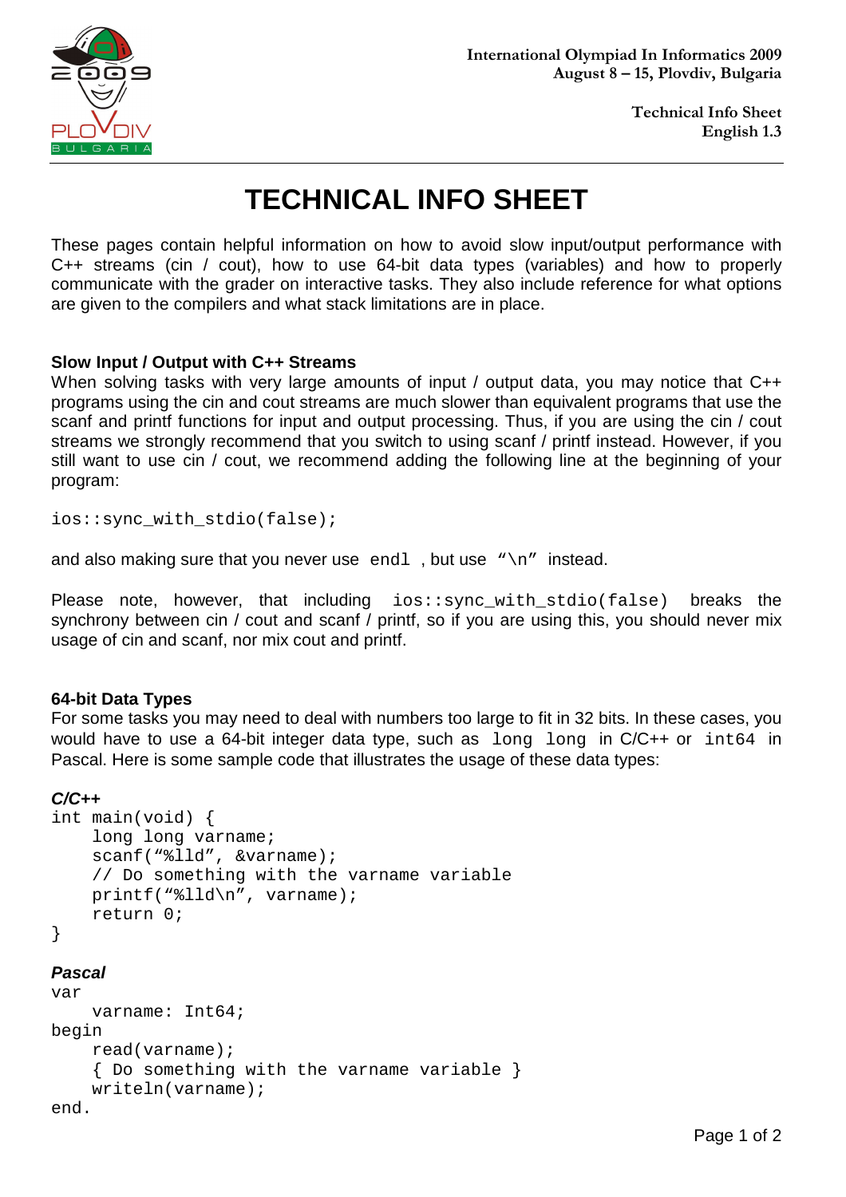International Olympiad In Informatics 2009
August 8 – 15, Plovdiv, Bulgaria

Technical Info Sheet
English 1.3

# TECHNICAL INFO SHEET

These pages contain helpful information on how to avoid slow input/output performance with C++ streams (cin / cout), how to use 64-bit data types (variables) and how to properly communicate with the grader on interactive tasks. They also include reference for what options are given to the compilers and what stack limitations are in place.

### Slow Input / Output with C++ Streams

When solving tasks with very large amounts of input / output data, you may notice that C++ programs using the cin and cout streams are much slower than equivalent programs that use the scanf and printf functions for input and output processing. Thus, if you are using the cin / cout streams we strongly recommend that you switch to using scanf / printf instead. However, if you still want to use cin / cout, we recommend adding the following line at the beginning of your program:

```
ios::sync_with_stdio(false);
```

and also making sure that you never use `endl` , but use `“\n”` instead.

Please note, however, that including `ios::sync_with_stdio(false)` breaks the synchrony between cin / cout and scanf / printf, so if you are using this, you should never mix usage of cin and scanf, nor mix cout and printf.

### 64-bit Data Types

For some tasks you may need to deal with numbers too large to fit in 32 bits. In these cases, you would have to use a 64-bit integer data type, such as `long long` in C/C++ or `int64` in Pascal. Here is some sample code that illustrates the usage of these data types:

***C/C++***

```
int main(void) {
    long long varname;
    scanf(“%lld”, &varname);
    // Do something with the varname variable
    printf(“%lld\n”, varname);
    return 0;
}
```

***Pascal***

```
var
    varname: Int64;
begin
    read(varname);
    { Do something with the varname variable }
    writeln(varname);
end.
```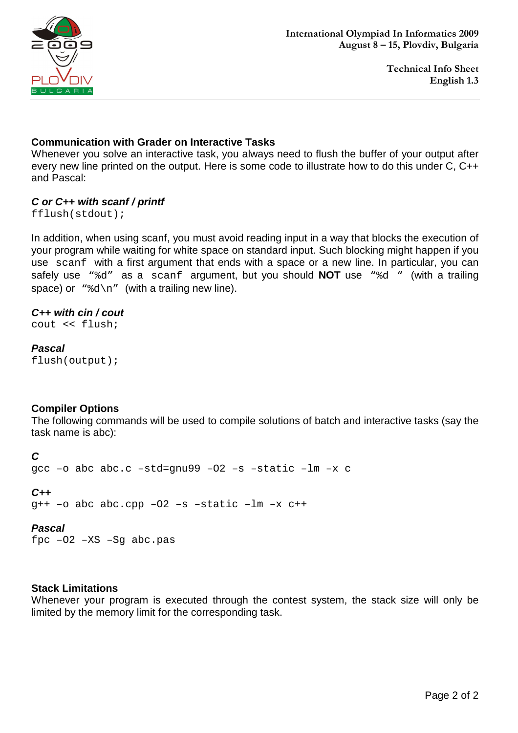**Communication with Grader on Interactive Tasks**

Whenever you solve an interactive task, you always need to flush the buffer of your output after every new line printed on the output. Here is some code to illustrate how to do this under C, C++ and Pascal:

***C or C++ with scanf / printf***

```
fflush(stdout);
```

In addition, when using scanf, you must avoid reading input in a way that blocks the execution of your program while waiting for white space on standard input. Such blocking might happen if you use `scanf` with a first argument that ends with a space or a new line. In particular, you can safely use `"%d"` as a `scanf` argument, but you should **NOT** use `"%d "` (with a trailing space) or `"%d\n"` (with a trailing new line).

***C++ with cin / cout***

```
cout << flush;
```

***Pascal***

```
flush(output);
```

**Compiler Options**

The following commands will be used to compile solutions of batch and interactive tasks (say the task name is abc):

***C***

```
gcc –o abc abc.c –std=gnu99 –O2 –s –static –lm –x c
```

***C++***

```
g++ –o abc abc.cpp –O2 –s –static –lm –x c++
```

***Pascal***

```
fpc –O2 –XS –Sg abc.pas
```

**Stack Limitations**

Whenever your program is executed through the contest system, the stack size will only be limited by the memory limit for the corresponding task.